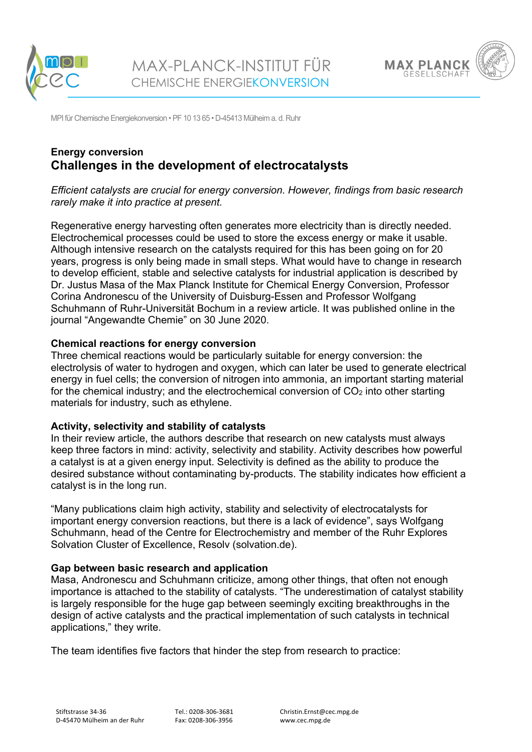MAX-PLANCK-INSTITUT FÜR CHEMISCHE ENERGIEKONVERSION

MPI für Chemische Energiekonversion • PF 10 13 65 • D-45413 Mülheim a. d. Ruhr

**Energy conversion**

# Challenges in the development of electrocatalysts

*Efficient catalysts are crucial for energy conversion. However, findings from basic research rarely make it into practice at present.*

Regenerative energy harvesting often generates more electricity than is directly needed. Electrochemical processes could be used to store the excess energy or make it usable. Although intensive research on the catalysts required for this has been going on for 20 years, progress is only being made in small steps. What would have to change in research to develop efficient, stable and selective catalysts for industrial application is described by Dr. Justus Masa of the Max Planck Institute for Chemical Energy Conversion, Professor Corina Andronescu of the University of Duisburg-Essen and Professor Wolfgang Schuhmann of Ruhr-Universität Bochum in a review article. It was published online in the journal "Angewandte Chemie" on 30 June 2020.

## Chemical reactions for energy conversion

Three chemical reactions would be particularly suitable for energy conversion: the electrolysis of water to hydrogen and oxygen, which can later be used to generate electrical energy in fuel cells; the conversion of nitrogen into ammonia, an important starting material for the chemical industry; and the electrochemical conversion of $CO_2$ into other starting materials for industry, such as ethylene.

## Activity, selectivity and stability of catalysts

In their review article, the authors describe that research on new catalysts must always keep three factors in mind: activity, selectivity and stability. Activity describes how powerful a catalyst is at a given energy input. Selectivity is defined as the ability to produce the desired substance without contaminating by-products. The stability indicates how efficient a catalyst is in the long run.

"Many publications claim high activity, stability and selectivity of electrocatalysts for important energy conversion reactions, but there is a lack of evidence", says Wolfgang Schuhmann, head of the Centre for Electrochemistry and member of the Ruhr Explores Solvation Cluster of Excellence, Resolv (solvation.de).

## Gap between basic research and application

Masa, Andronescu and Schuhmann criticize, among other things, that often not enough importance is attached to the stability of catalysts. "The underestimation of catalyst stability is largely responsible for the huge gap between seemingly exciting breakthroughs in the design of active catalysts and the practical implementation of such catalysts in technical applications," they write.

The team identifies five factors that hinder the step from research to practice:

Stiftstrasse 34-36
D-45470 Mülheim an der Ruhr

Tel.: 0208-306-3681
Fax: 0208-306-3956

Christin.Ernst@cec.mpg.de
www.cec.mpg.de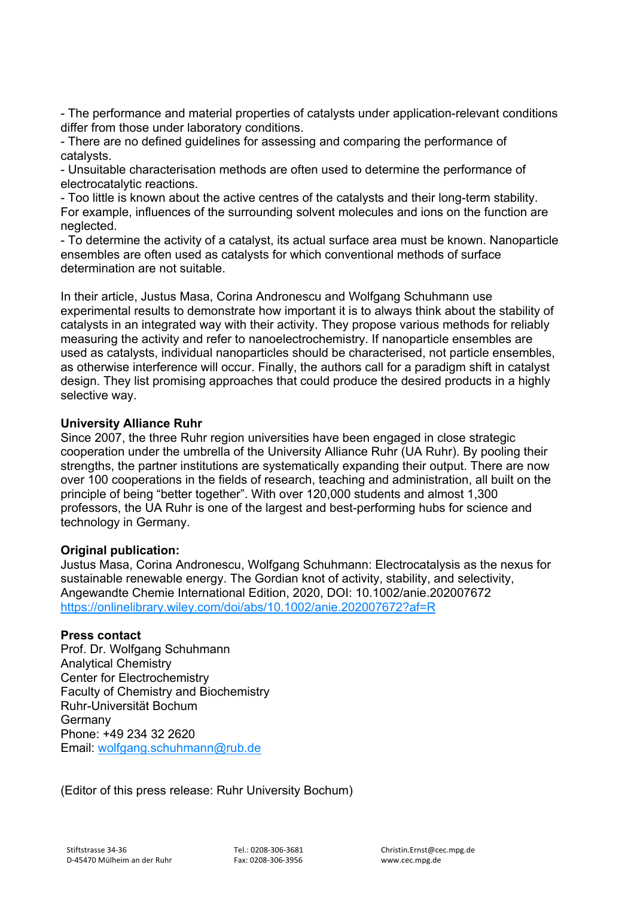- The performance and material properties of catalysts under application-relevant conditions differ from those under laboratory conditions.
- There are no defined guidelines for assessing and comparing the performance of catalysts.
- Unsuitable characterisation methods are often used to determine the performance of electrocatalytic reactions.
- Too little is known about the active centres of the catalysts and their long-term stability. For example, influences of the surrounding solvent molecules and ions on the function are neglected.
- To determine the activity of a catalyst, its actual surface area must be known. Nanoparticle ensembles are often used as catalysts for which conventional methods of surface determination are not suitable.

In their article, Justus Masa, Corina Andronescu and Wolfgang Schuhmann use experimental results to demonstrate how important it is to always think about the stability of catalysts in an integrated way with their activity. They propose various methods for reliably measuring the activity and refer to nanoelectrochemistry. If nanoparticle ensembles are used as catalysts, individual nanoparticles should be characterised, not particle ensembles, as otherwise interference will occur. Finally, the authors call for a paradigm shift in catalyst design. They list promising approaches that could produce the desired products in a highly selective way.

**University Alliance Ruhr**
Since 2007, the three Ruhr region universities have been engaged in close strategic cooperation under the umbrella of the University Alliance Ruhr (UA Ruhr). By pooling their strengths, the partner institutions are systematically expanding their output. There are now over 100 cooperations in the fields of research, teaching and administration, all built on the principle of being "better together". With over 120,000 students and almost 1,300 professors, the UA Ruhr is one of the largest and best-performing hubs for science and technology in Germany.

**Original publication:**
Justus Masa, Corina Andronescu, Wolfgang Schuhmann: Electrocatalysis as the nexus for sustainable renewable energy. The Gordian knot of activity, stability, and selectivity, Angewandte Chemie International Edition, 2020, DOI: 10.1002/anie.202007672
https://onlinelibrary.wiley.com/doi/abs/10.1002/anie.202007672?af=R

**Press contact**
Prof. Dr. Wolfgang Schuhmann
Analytical Chemistry
Center for Electrochemistry
Faculty of Chemistry and Biochemistry
Ruhr-Universität Bochum
Germany
Phone: +49 234 32 2620
Email: wolfgang.schuhmann@rub.de

(Editor of this press release: Ruhr University Bochum)

Stiftstrasse 34-36
D-45470 Mülheim an der Ruhr

Tel.: 0208-306-3681
Fax: 0208-306-3956

Christin.Ernst@cec.mpg.de
www.cec.mpg.de